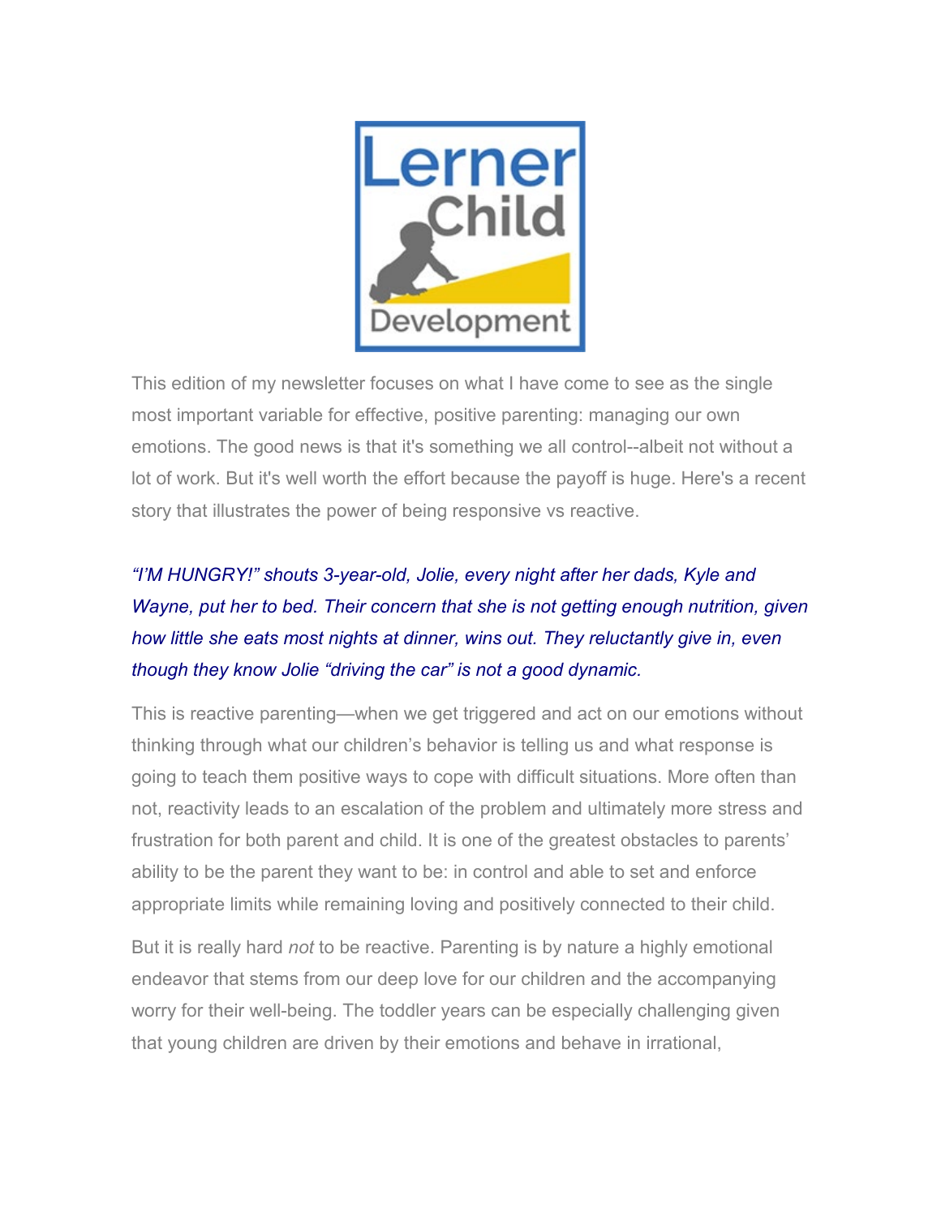This edition of my newsletter focuses on what I have come to see as the single most important variable for effective, positive parenting: managing our own emotions. The good news is that it's something we all control--albeit not without a lot of work. But it's well worth the effort because the payoff is huge. Here's a recent story that illustrates the power of being responsive vs reactive.

*"I'M HUNGRY!" shouts 3-year-old, Jolie, every night after her dads, Kyle and Wayne, put her to bed. Their concern that she is not getting enough nutrition, given how little she eats most nights at dinner, wins out. They reluctantly give in, even though they know Jolie "driving the car" is not a good dynamic.*

This is reactive parenting—when we get triggered and act on our emotions without thinking through what our children's behavior is telling us and what response is going to teach them positive ways to cope with difficult situations. More often than not, reactivity leads to an escalation of the problem and ultimately more stress and frustration for both parent and child. It is one of the greatest obstacles to parents' ability to be the parent they want to be: in control and able to set and enforce appropriate limits while remaining loving and positively connected to their child.

But it is really hard *not* to be reactive. Parenting is by nature a highly emotional endeavor that stems from our deep love for our children and the accompanying worry for their well-being. The toddler years can be especially challenging given that young children are driven by their emotions and behave in irrational,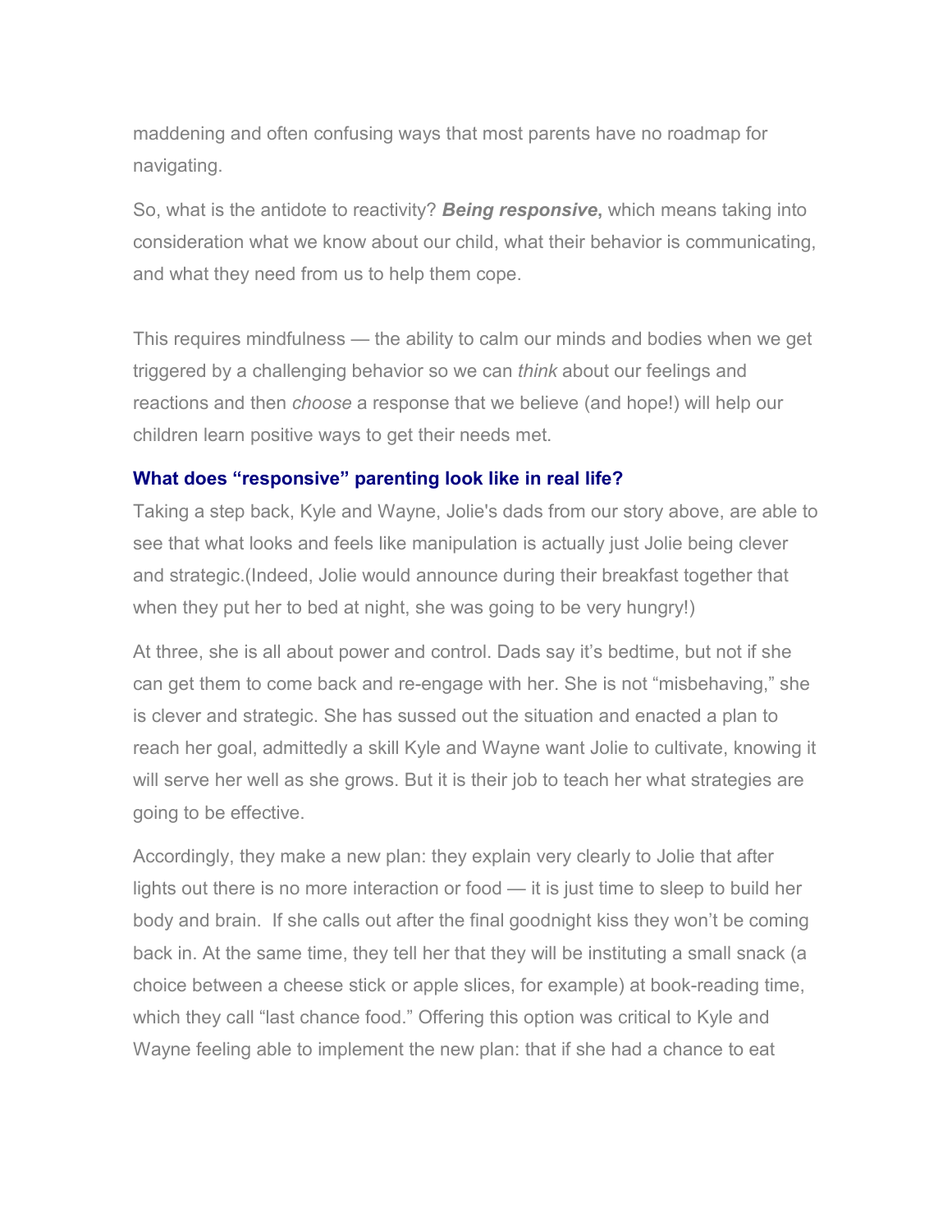maddening and often confusing ways that most parents have no roadmap for navigating.

So, what is the antidote to reactivity? ***Being responsive*****,** which means taking into consideration what we know about our child, what their behavior is communicating, and what they need from us to help them cope.

This requires mindfulness — the ability to calm our minds and bodies when we get triggered by a challenging behavior so we can *think* about our feelings and reactions and then *choose* a response that we believe (and hope!) will help our children learn positive ways to get their needs met.

### What does "responsive" parenting look like in real life?

Taking a step back, Kyle and Wayne, Jolie's dads from our story above, are able to see that what looks and feels like manipulation is actually just Jolie being clever and strategic.(Indeed, Jolie would announce during their breakfast together that when they put her to bed at night, she was going to be very hungry!)

At three, she is all about power and control. Dads say it's bedtime, but not if she can get them to come back and re-engage with her. She is not "misbehaving," she is clever and strategic. She has sussed out the situation and enacted a plan to reach her goal, admittedly a skill Kyle and Wayne want Jolie to cultivate, knowing it will serve her well as she grows. But it is their job to teach her what strategies are going to be effective.

Accordingly, they make a new plan: they explain very clearly to Jolie that after lights out there is no more interaction or food — it is just time to sleep to build her body and brain. If she calls out after the final goodnight kiss they won't be coming back in. At the same time, they tell her that they will be instituting a small snack (a choice between a cheese stick or apple slices, for example) at book-reading time, which they call "last chance food." Offering this option was critical to Kyle and Wayne feeling able to implement the new plan: that if she had a chance to eat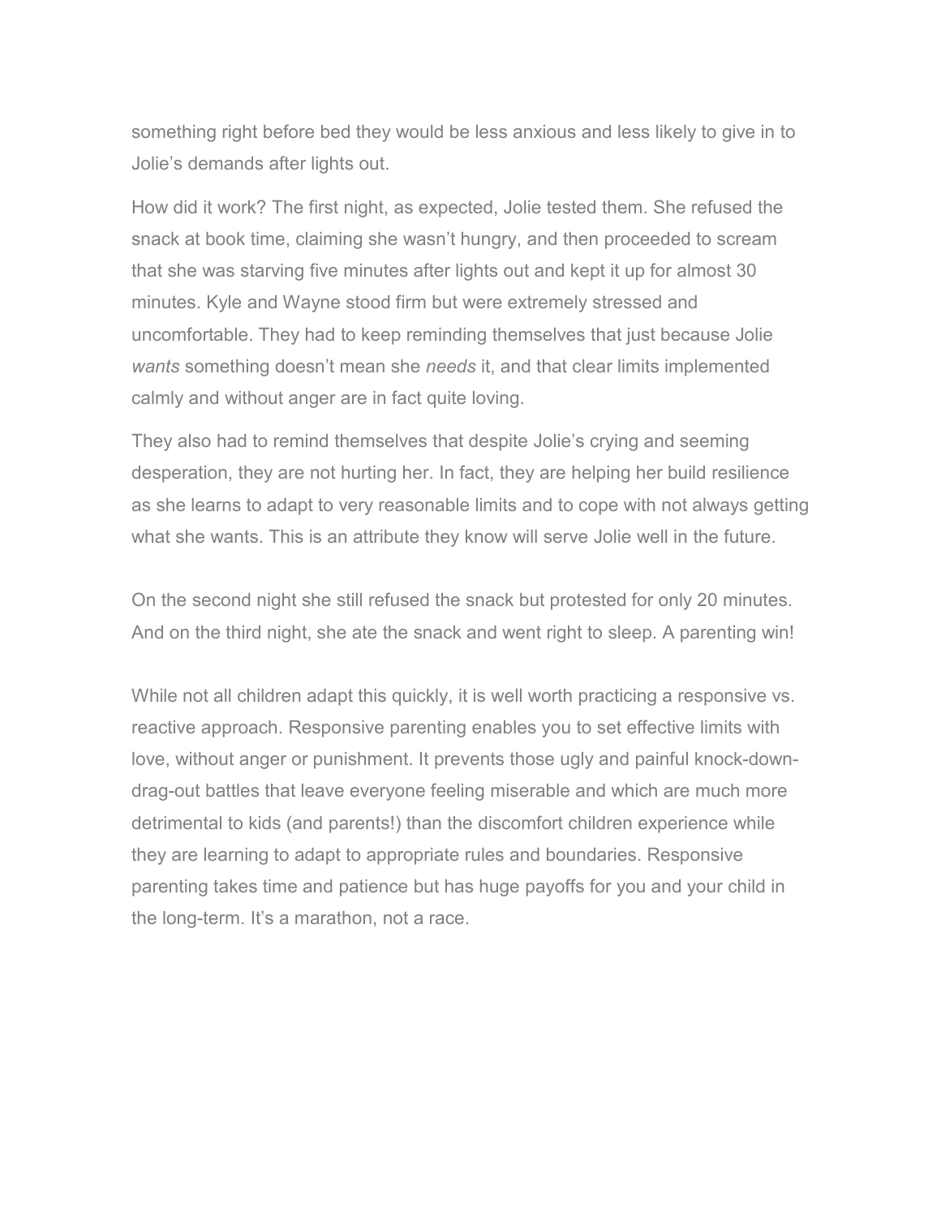something right before bed they would be less anxious and less likely to give in to Jolie's demands after lights out.

How did it work? The first night, as expected, Jolie tested them. She refused the snack at book time, claiming she wasn't hungry, and then proceeded to scream that she was starving five minutes after lights out and kept it up for almost 30 minutes. Kyle and Wayne stood firm but were extremely stressed and uncomfortable. They had to keep reminding themselves that just because Jolie *wants* something doesn't mean she *needs* it, and that clear limits implemented calmly and without anger are in fact quite loving.

They also had to remind themselves that despite Jolie's crying and seeming desperation, they are not hurting her. In fact, they are helping her build resilience as she learns to adapt to very reasonable limits and to cope with not always getting what she wants. This is an attribute they know will serve Jolie well in the future.

On the second night she still refused the snack but protested for only 20 minutes. And on the third night, she ate the snack and went right to sleep. A parenting win!

While not all children adapt this quickly, it is well worth practicing a responsive vs. reactive approach. Responsive parenting enables you to set effective limits with love, without anger or punishment. It prevents those ugly and painful knock-down-drag-out battles that leave everyone feeling miserable and which are much more detrimental to kids (and parents!) than the discomfort children experience while they are learning to adapt to appropriate rules and boundaries. Responsive parenting takes time and patience but has huge payoffs for you and your child in the long-term. It's a marathon, not a race.